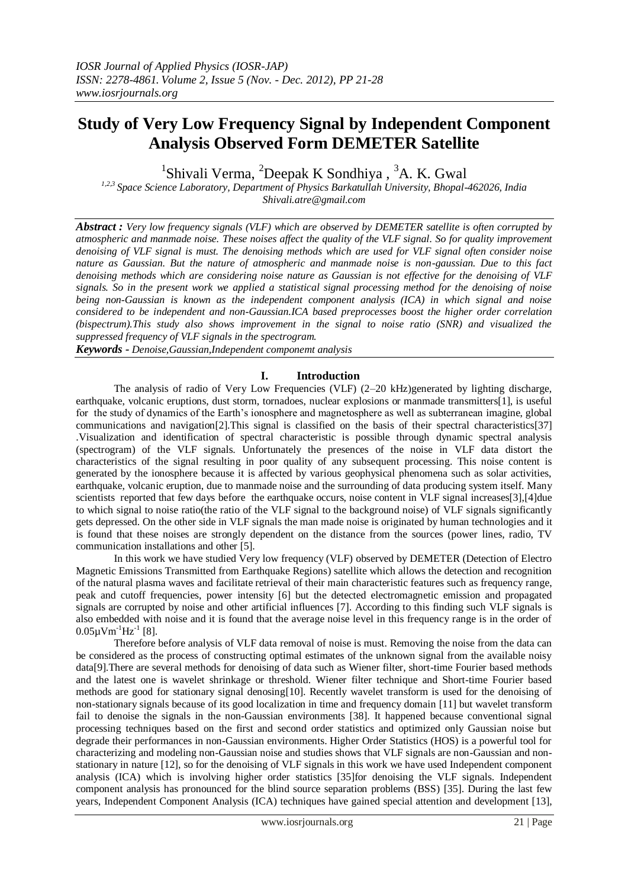# Study of Very Low Frequency Signal by Independent Component Analysis Observed Form DEMETER Satellite

[1]Shivali Verma, [2]Deepak K Sondhiya , [3]A. K. Gwal

[1,2,3] *Space Science Laboratory, Department of Physics Barkatullah University, Bhopal-462026, India*
*Shivali.atre@gmail.com*

***Abstract :*** *Very low frequency signals (VLF) which are observed by DEMETER satellite is often corrupted by atmospheric and manmade noise. These noises affect the quality of the VLF signal. So for quality improvement denoising of VLF signal is must. The denoising methods which are used for VLF signal often consider noise nature as Gaussian. But the nature of atmospheric and manmade noise is non-gaussian. Due to this fact denoising methods which are considering noise nature as Gaussian is not effective for the denoising of VLF signals. So in the present work we applied a statistical signal processing method for the denoising of noise being non-Gaussian is known as the independent component analysis (ICA) in which signal and noise considered to be independent and non-Gaussian.ICA based preprocesses boost the higher order correlation (bispectrum).This study also shows improvement in the signal to noise ratio (SNR) and visualized the suppressed frequency of VLF signals in the spectrogram.*

***Keywords -*** *Denoise,Gaussian,Independent componemt analysis*

## I. Introduction

The analysis of radio of Very Low Frequencies (VLF) (2–20 kHz)generated by lighting discharge, earthquake, volcanic eruptions, dust storm, tornadoes, nuclear explosions or manmade transmitters[1], is useful for the study of dynamics of the Earth's ionosphere and magnetosphere as well as subterranean imagine, global communications and navigation[2].This signal is classified on the basis of their spectral characteristics[37] .Visualization and identification of spectral characteristic is possible through dynamic spectral analysis (spectrogram) of the VLF signals. Unfortunately the presences of the noise in VLF data distort the characteristics of the signal resulting in poor quality of any subsequent processing. This noise content is generated by the ionosphere because it is affected by various geophysical phenomena such as solar activities, earthquake, volcanic eruption, due to manmade noise and the surrounding of data producing system itself. Many scientists reported that few days before the earthquake occurs, noise content in VLF signal increases[3],[4]due to which signal to noise ratio(the ratio of the VLF signal to the background noise) of VLF signals significantly gets depressed. On the other side in VLF signals the man made noise is originated by human technologies and it is found that these noises are strongly dependent on the distance from the sources (power lines, radio, TV communication installations and other [5].

In this work we have studied Very low frequency (VLF) observed by DEMETER (Detection of Electro Magnetic Emissions Transmitted from Earthquake Regions) satellite which allows the detection and recognition of the natural plasma waves and facilitate retrieval of their main characteristic features such as frequency range, peak and cutoff frequencies, power intensity [6] but the detected electromagnetic emission and propagated signals are corrupted by noise and other artificial influences [7]. According to this finding such VLF signals is also embedded with noise and it is found that the average noise level in this frequency range is in the order of $0.05\mu Vm^{-1}Hz^{-1}$ [8].

Therefore before analysis of VLF data removal of noise is must. Removing the noise from the data can be considered as the process of constructing optimal estimates of the unknown signal from the available noisy data[9].There are several methods for denoising of data such as Wiener filter, short-time Fourier based methods and the latest one is wavelet shrinkage or threshold. Wiener filter technique and Short-time Fourier based methods are good for stationary signal denosing[10]. Recently wavelet transform is used for the denoising of non-stationary signals because of its good localization in time and frequency domain [11] but wavelet transform fail to denoise the signals in the non-Gaussian environments [38]. It happened because conventional signal processing techniques based on the first and second order statistics and optimized only Gaussian noise but degrade their performances in non-Gaussian environments. Higher Order Statistics (HOS) is a powerful tool for characterizing and modeling non-Gaussian noise and studies shows that VLF signals are non-Gaussian and non-stationary in nature [12], so for the denoising of VLF signals in this work we have used Independent component analysis (ICA) which is involving higher order statistics [35]for denoising the VLF signals. Independent component analysis has pronounced for the blind source separation problems (BSS) [35]. During the last few years, Independent Component Analysis (ICA) techniques have gained special attention and development [13],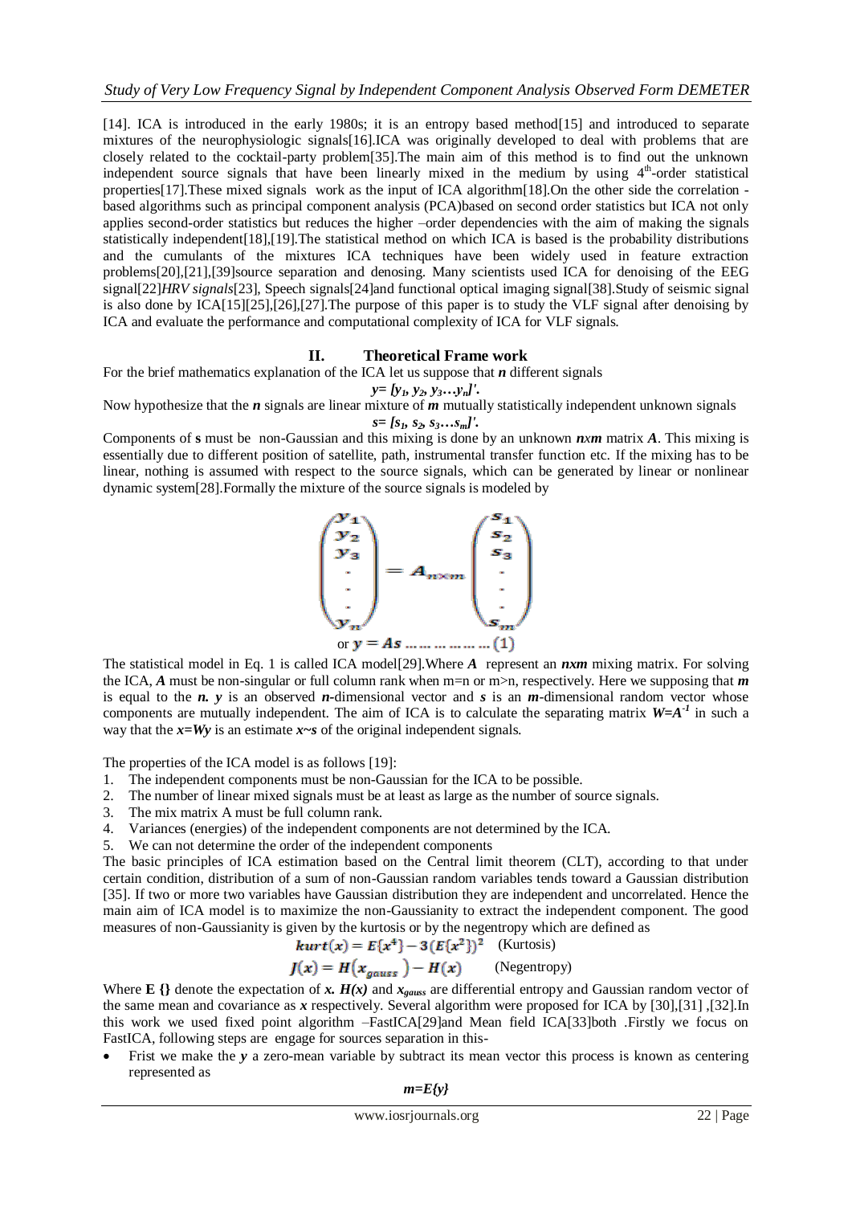[14]. ICA is introduced in the early 1980s; it is an entropy based method[15] and introduced to separate mixtures of the neurophysiologic signals[16].ICA was originally developed to deal with problems that are closely related to the cocktail-party problem[35].The main aim of this method is to find out the unknown independent source signals that have been linearly mixed in the medium by using $4^{th}$-order statistical properties[17].These mixed signals work as the input of ICA algorithm[18].On the other side the correlation - based algorithms such as principal component analysis (PCA)based on second order statistics but ICA not only applies second-order statistics but reduces the higher –order dependencies with the aim of making the signals statistically independent[18],[19].The statistical method on which ICA is based is the probability distributions and the cumulants of the mixtures ICA techniques have been widely used in feature extraction problems[20],[21],[39]source separation and denosing. Many scientists used ICA for denoising of the EEG signal[22]*HRV signals*[23], Speech signals[24]and functional optical imaging signal[38].Study of seismic signal is also done by ICA[15][25],[26],[27].The purpose of this paper is to study the VLF signal after denoising by ICA and evaluate the performance and computational complexity of ICA for VLF signals.

## II. Theoretical Frame work

For the brief mathematics explanation of the ICA let us suppose that $n$ different signals

$$y = [y_1, y_2, y_3 \ldots y_n]'.$$

Now hypothesize that the $n$ signals are linear mixture of $m$ mutually statistically independent unknown signals

$$s = [s_1, s_2, s_3 \ldots s_m]'.$$

Components of **s** must be non-Gaussian and this mixing is done by an unknown $nxm$ matrix $A$. This mixing is essentially due to different position of satellite, path, instrumental transfer function etc. If the mixing has to be linear, nothing is assumed with respect to the source signals, which can be generated by linear or nonlinear dynamic system[28].Formally the mixture of the source signals is modeled by

$$\begin{pmatrix} y_1 \\ y_2 \\ y_3 \\ \cdot \\ \cdot \\ \cdot \\ y_n \end{pmatrix} = A_{n \times m} \begin{pmatrix} s_1 \\ s_2 \\ s_3 \\ \cdot \\ \cdot \\ \cdot \\ s_m \end{pmatrix}$$

$$\text{or } y = As \ldots\ldots\ldots\ldots\ldots (1)$$

The statistical model in Eq. 1 is called ICA model[29].Where $A$ represent an $nxm$ mixing matrix. For solving the ICA, $A$ must be non-singular or full column rank when m=n or m>n, respectively. Here we supposing that $m$ is equal to the $n$. $y$ is an observed $n$-dimensional vector and $s$ is an $m$-dimensional random vector whose components are mutually independent. The aim of ICA is to calculate the separating matrix $W=A^{-1}$ in such a way that the $x=Wy$ is an estimate $x \sim s$ of the original independent signals.

The properties of the ICA model is as follows [19]:

1. The independent components must be non-Gaussian for the ICA to be possible.
2. The number of linear mixed signals must be at least as large as the number of source signals.
3. The mix matrix A must be full column rank.
4. Variances (energies) of the independent components are not determined by the ICA.
5. We can not determine the order of the independent components

The basic principles of ICA estimation based on the Central limit theorem (CLT), according to that under certain condition, distribution of a sum of non-Gaussian random variables tends toward a Gaussian distribution [35]. If two or more two variables have Gaussian distribution they are independent and uncorrelated. Hence the main aim of ICA model is to maximize the non-Gaussianity to extract the independent component. The good measures of non-Gaussianity is given by the kurtosis or by the negentropy which are defined as

$$kurt(x) = E\{x^4\} - 3(E\{x^2\})^2 \quad \text{(Kurtosis)}$$

$$J(x) = H(x_{gauss}) - H(x) \quad \text{(Negentropy)}$$

Where **E {}** denote the expectation of $x$. $H(x)$ and $x_{gauss}$ are differential entropy and Gaussian random vector of the same mean and covariance as $x$ respectively. Several algorithm were proposed for ICA by [30],[31] ,[32].In this work we used fixed point algorithm –FastICA[29]and Mean field ICA[33]both .Firstly we focus on FastICA, following steps are engage for sources separation in this-

- Frist we make the $y$ a zero-mean variable by subtract its mean vector this process is known as centering represented as

$$m = E\{y\}$$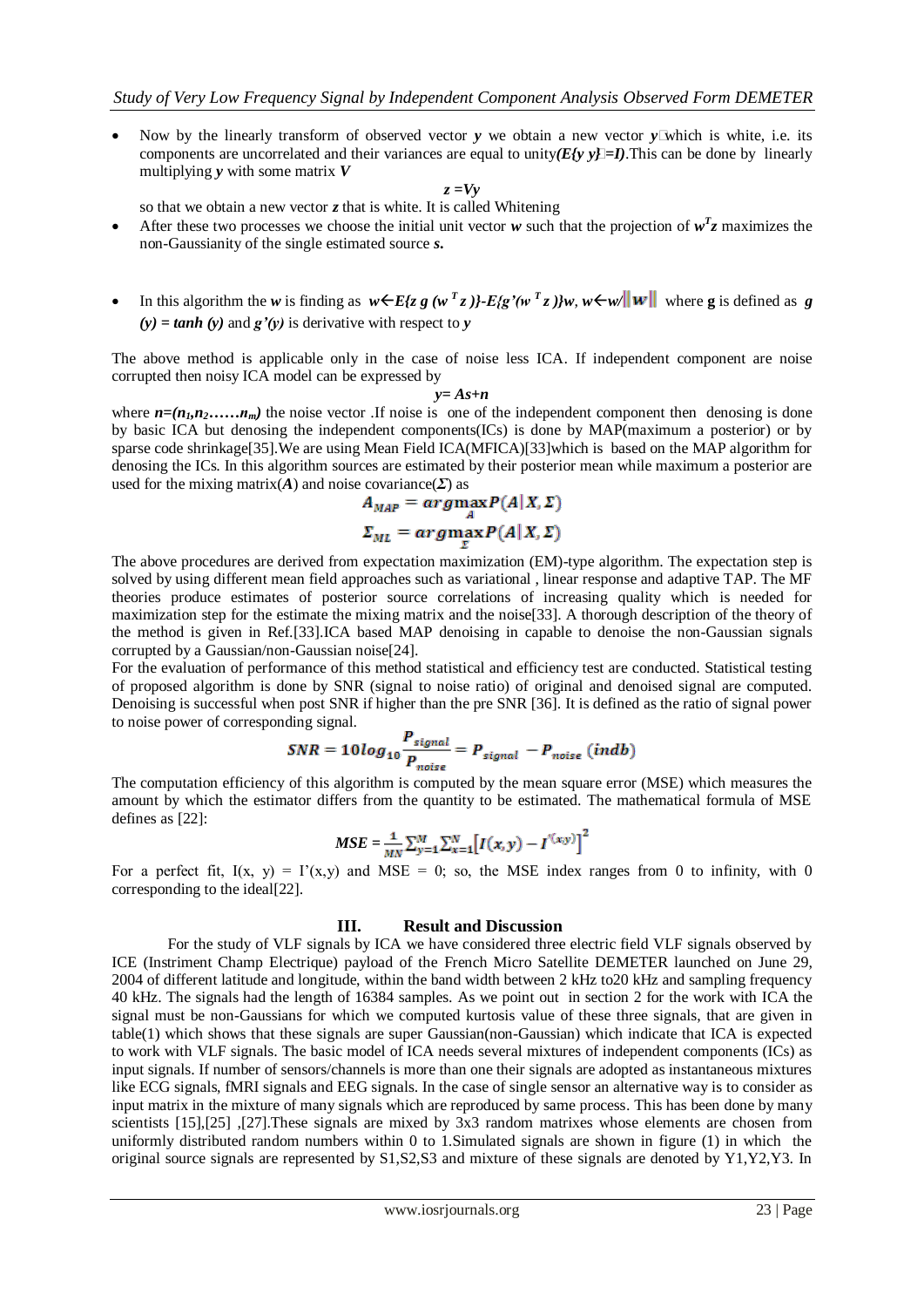- Now by the linearly transform of observed vector $y$ we obtain a new vector $y$ which is white, i.e. its components are uncorrelated and their variances are equal to unity*($E\{y\,y\}=I$)*.This can be done by linearly multiplying $y$ with some matrix $V$

$$z = Vy$$

so that we obtain a new vector $z$ that is white. It is called Whitening

- After these two processes we choose the initial unit vector $w$ such that the projection of $w^T z$ maximizes the non-Gaussianity of the single estimated source $s$.

- In this algorithm the $w$ is finding as $w \leftarrow E\{z\, g\,(w^T z)\} - E\{g'(w^T z)\}w$, $w \leftarrow w/\|w\|$ where **g** is defined as $g(y) = \tanh(y)$ and $g'(y)$ is derivative with respect to $y$

The above method is applicable only in the case of noise less ICA. If independent component are noise corrupted then noisy ICA model can be expressed by

$$y = As + n$$

where $n=(n_1,n_2\ldots\ldots n_m)$ the noise vector .If noise is one of the independent component then denosing is done by basic ICA but denosing the independent components(ICs) is done by MAP(maximum a posterior) or by sparse code shrinkage[35].We are using Mean Field ICA(MFICA)[33]which is based on the MAP algorithm for denosing the ICs. In this algorithm sources are estimated by their posterior mean while maximum a posterior are used for the mixing matrix($A$) and noise covariance($\Sigma$) as

$$A_{MAP} = \underset{A}{\arg\max}\, P(A|X,\Sigma)$$

$$\Sigma_{ML} = \underset{\Sigma}{\arg\max}\, P(A|X,\Sigma)$$

The above procedures are derived from expectation maximization (EM)-type algorithm. The expectation step is solved by using different mean field approaches such as variational , linear response and adaptive TAP. The MF theories produce estimates of posterior source correlations of increasing quality which is needed for maximization step for the estimate the mixing matrix and the noise[33]. A thorough description of the theory of the method is given in Ref.[33].ICA based MAP denoising in capable to denoise the non-Gaussian signals corrupted by a Gaussian/non-Gaussian noise[24].

For the evaluation of performance of this method statistical and efficiency test are conducted. Statistical testing of proposed algorithm is done by SNR (signal to noise ratio) of original and denoised signal are computed. Denoising is successful when post SNR if higher than the pre SNR [36]. It is defined as the ratio of signal power to noise power of corresponding signal.

$$SNR = 10\log_{10}\frac{P_{signal}}{P_{noise}} = P_{signal} - P_{noise}\ (indb)$$

The computation efficiency of this algorithm is computed by the mean square error (MSE) which measures the amount by which the estimator differs from the quantity to be estimated. The mathematical formula of MSE defines as [22]:

$$MSE = \frac{1}{MN}\sum_{y=1}^{M}\sum_{x=1}^{N}\left[I(x,y) - I'(x,y)\right]^2$$

For a perfect fit, $I(x, y) = I'(x,y)$ and $MSE = 0$; so, the MSE index ranges from 0 to infinity, with 0 corresponding to the ideal[22].

## III. Result and Discussion

For the study of VLF signals by ICA we have considered three electric field VLF signals observed by ICE (Instriment Champ Electrique) payload of the French Micro Satellite DEMETER launched on June 29, 2004 of different latitude and longitude, within the band width between 2 kHz to20 kHz and sampling frequency 40 kHz. The signals had the length of 16384 samples. As we point out in section 2 for the work with ICA the signal must be non-Gaussians for which we computed kurtosis value of these three signals, that are given in table(1) which shows that these signals are super Gaussian(non-Gaussian) which indicate that ICA is expected to work with VLF signals. The basic model of ICA needs several mixtures of independent components (ICs) as input signals. If number of sensors/channels is more than one their signals are adopted as instantaneous mixtures like ECG signals, fMRI signals and EEG signals. In the case of single sensor an alternative way is to consider as input matrix in the mixture of many signals which are reproduced by same process. This has been done by many scientists [15],[25] ,[27].These signals are mixed by 3x3 random matrixes whose elements are chosen from uniformly distributed random numbers within 0 to 1.Simulated signals are shown in figure (1) in which the original source signals are represented by S1,S2,S3 and mixture of these signals are denoted by Y1,Y2,Y3. In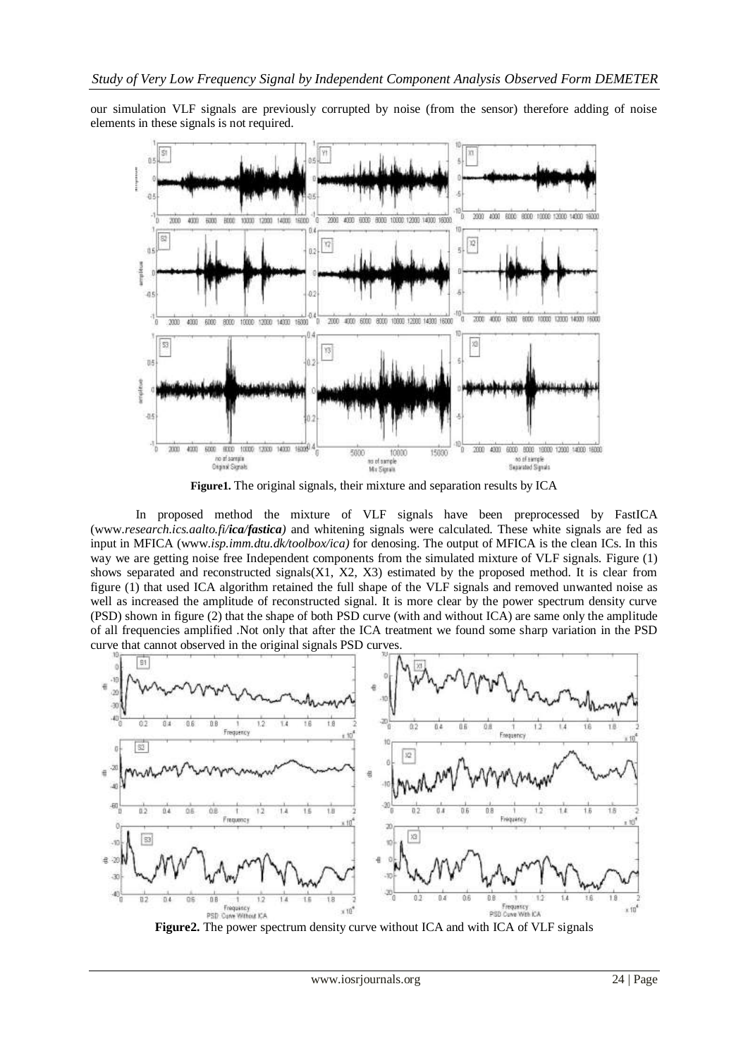our simulation VLF signals are previously corrupted by noise (from the sensor) therefore adding of noise elements in these signals is not required.

**Figure1.** The original signals, their mixture and separation results by ICA

In proposed method the mixture of VLF signals have been preprocessed by FastICA (www.*research.ics.aalto.fi/**ica/fastica***) and whitening signals were calculated. These white signals are fed as input in MFICA (www.*isp.imm.dtu.dk/toolbox/ica)* for denosing. The output of MFICA is the clean ICs. In this way we are getting noise free Independent components from the simulated mixture of VLF signals. Figure (1) shows separated and reconstructed signals(X1, X2, X3) estimated by the proposed method. It is clear from figure (1) that used ICA algorithm retained the full shape of the VLF signals and removed unwanted noise as well as increased the amplitude of reconstructed signal. It is more clear by the power spectrum density curve (PSD) shown in figure (2) that the shape of both PSD curve (with and without ICA) are same only the amplitude of all frequencies amplified .Not only that after the ICA treatment we found some sharp variation in the PSD curve that cannot observed in the original signals PSD curves.

**Figure2.** The power spectrum density curve without ICA and with ICA of VLF signals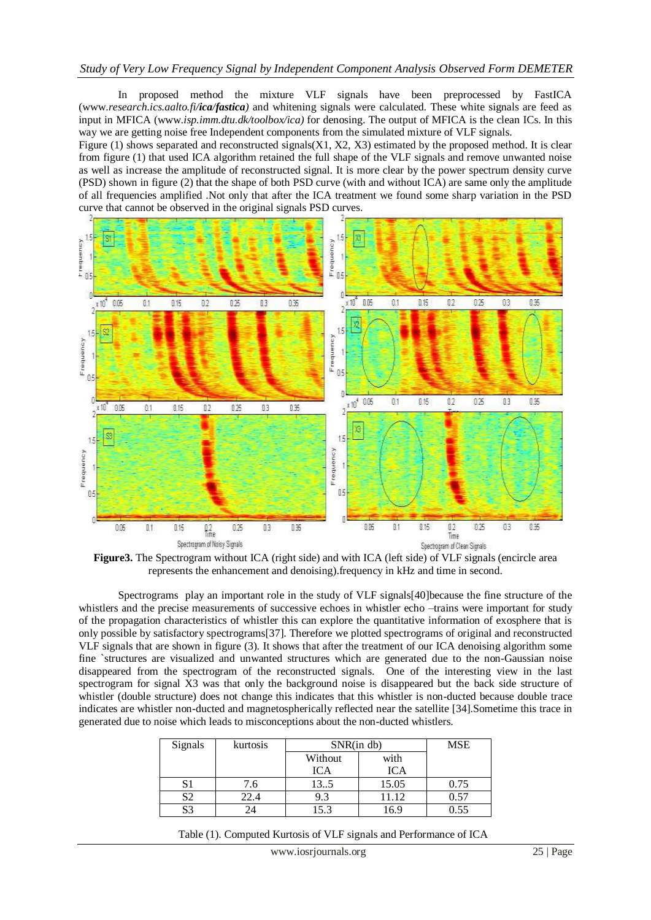In proposed method the mixture VLF signals have been preprocessed by FastICA (www.*research.ics.aalto.fi/**ica/fastica***) and whitening signals were calculated. These white signals are feed as input in MFICA (www.*isp.imm.dtu.dk/toolbox/ica)* for denosing. The output of MFICA is the clean ICs. In this way we are getting noise free Independent components from the simulated mixture of VLF signals.

Figure (1) shows separated and reconstructed signals(X1, X2, X3) estimated by the proposed method. It is clear from figure (1) that used ICA algorithm retained the full shape of the VLF signals and remove unwanted noise as well as increase the amplitude of reconstructed signal. It is more clear by the power spectrum density curve (PSD) shown in figure (2) that the shape of both PSD curve (with and without ICA) are same only the amplitude of all frequencies amplified .Not only that after the ICA treatment we found some sharp variation in the PSD curve that cannot be observed in the original signals PSD curves.

**Figure3.** The Spectrogram without ICA (right side) and with ICA (left side) of VLF signals (encircle area represents the enhancement and denoising).frequency in kHz and time in second.

Spectrograms play an important role in the study of VLF signals[40]because the fine structure of the whistlers and the precise measurements of successive echoes in whistler echo –trains were important for study of the propagation characteristics of whistler this can explore the quantitative information of exosphere that is only possible by satisfactory spectrograms[37]. Therefore we plotted spectrograms of original and reconstructed VLF signals that are shown in figure (3). It shows that after the treatment of our ICA denoising algorithm some fine `structures are visualized and unwanted structures which are generated due to the non-Gaussian noise disappeared from the spectrogram of the reconstructed signals. One of the interesting view in the last spectrogram for signal X3 was that only the background noise is disappeared but the back side structure of whistler (double structure) does not change this indicates that this whistler is non-ducted because double trace indicates are whistler non-ducted and magnetospherically reflected near the satellite [34].Sometime this trace in generated due to noise which leads to misconceptions about the non-ducted whistlers.

| Signals | kurtosis | SNR(in db) | | MSE |
|---|---|---|---|---|
| | | Without ICA | with ICA | |
| S1 | 7.6 | 13..5 | 15.05 | 0.75 |
| S2 | 22.4 | 9.3 | 11.12 | 0.57 |
| S3 | 24 | 15.3 | 16.9 | 0.55 |

Table (1). Computed Kurtosis of VLF signals and Performance of ICA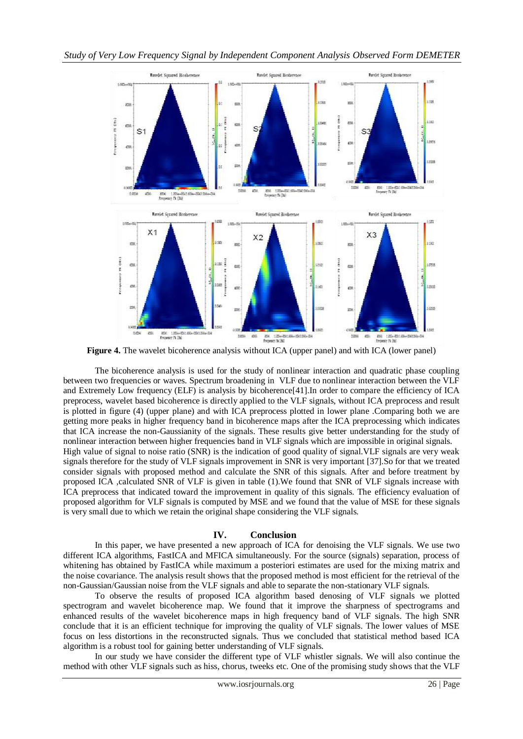**Figure 4.** The wavelet bicoherence analysis without ICA (upper panel) and with ICA (lower panel)

The bicoherence analysis is used for the study of nonlinear interaction and quadratic phase coupling between two frequencies or waves. Spectrum broadening in VLF due to nonlinear interaction between the VLF and Extremely Low frequency (ELF) is analysis by bicoherence[41].In order to compare the efficiency of ICA preprocess, wavelet based bicoherence is directly applied to the VLF signals, without ICA preprocess and result is plotted in figure (4) (upper plane) and with ICA preprocess plotted in lower plane .Comparing both we are getting more peaks in higher frequency band in bicoherence maps after the ICA preprocessing which indicates that ICA increase the non-Gaussianity of the signals. These results give better understanding for the study of nonlinear interaction between higher frequencies band in VLF signals which are impossible in original signals.

High value of signal to noise ratio (SNR) is the indication of good quality of signal.VLF signals are very weak signals therefore for the study of VLF signals improvement in SNR is very important [37].So for that we treated consider signals with proposed method and calculate the SNR of this signals. After and before treatment by proposed ICA ,calculated SNR of VLF is given in table (1).We found that SNR of VLF signals increase with ICA preprocess that indicated toward the improvement in quality of this signals. The efficiency evaluation of proposed algorithm for VLF signals is computed by MSE and we found that the value of MSE for these signals is very small due to which we retain the original shape considering the VLF signals.

## IV. Conclusion

In this paper, we have presented a new approach of ICA for denoising the VLF signals. We use two different ICA algorithms, FastICA and MFICA simultaneously. For the source (signals) separation, process of whitening has obtained by FastICA while maximum a posteriori estimates are used for the mixing matrix and the noise covariance. The analysis result shows that the proposed method is most efficient for the retrieval of the non-Gaussian/Gaussian noise from the VLF signals and able to separate the non-stationary VLF signals.

To observe the results of proposed ICA algorithm based denosing of VLF signals we plotted spectrogram and wavelet bicoherence map. We found that it improve the sharpness of spectrograms and enhanced results of the wavelet bicoherence maps in high frequency band of VLF signals. The high SNR conclude that it is an efficient technique for improving the quality of VLF signals. The lower values of MSE focus on less distortions in the reconstructed signals. Thus we concluded that statistical method based ICA algorithm is a robust tool for gaining better understanding of VLF signals.

In our study we have consider the different type of VLF whistler signals. We will also continue the method with other VLF signals such as hiss, chorus, tweeks etc. One of the promising study shows that the VLF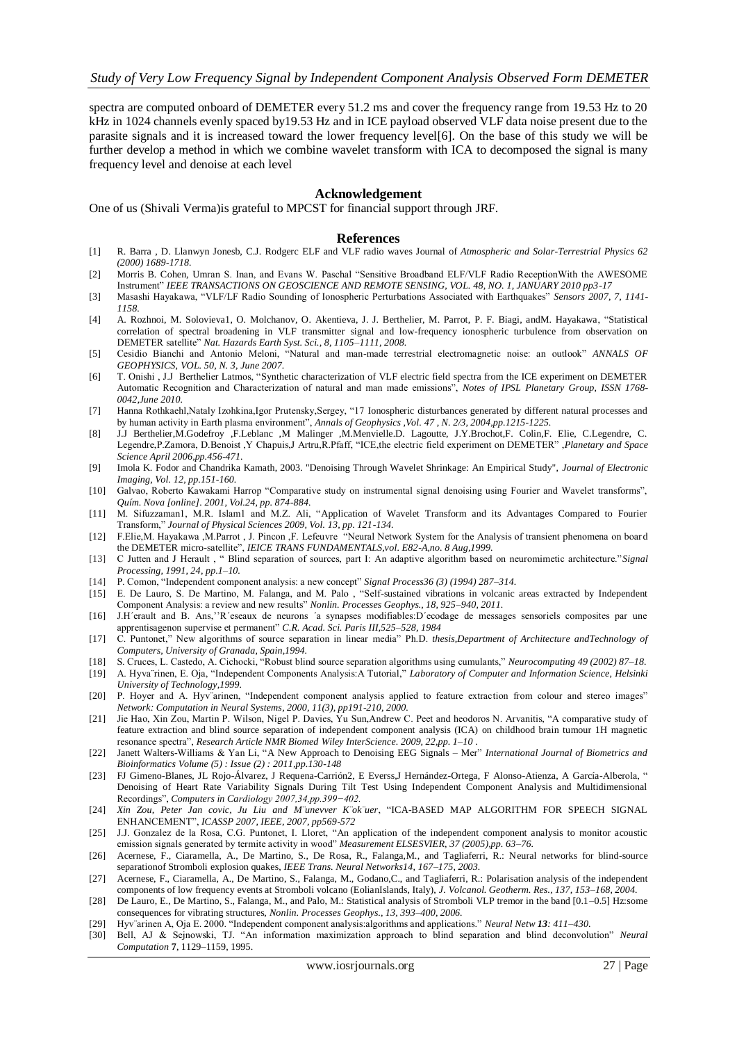spectra are computed onboard of DEMETER every 51.2 ms and cover the frequency range from 19.53 Hz to 20 kHz in 1024 channels evenly spaced by19.53 Hz and in ICE payload observed VLF data noise present due to the parasite signals and it is increased toward the lower frequency level[6]. On the base of this study we will be further develop a method in which we combine wavelet transform with ICA to decomposed the signal is many frequency level and denoise at each level

## Acknowledgement

One of us (Shivali Verma)is grateful to MPCST for financial support through JRF.

## References

[1] R. Barra , D. Llanwyn Jonesb, C.J. Rodgerc ELF and VLF radio waves Journal of *Atmospheric and Solar-Terrestrial Physics 62 (2000) 1689-1718.*

[2] Morris B. Cohen, Umran S. Inan, and Evans W. Paschal "Sensitive Broadband ELF/VLF Radio ReceptionWith the AWESOME Instrument" *IEEE TRANSACTIONS ON GEOSCIENCE AND REMOTE SENSING, VOL. 48, NO. 1, JANUARY 2010 pp3-17*

[3] Masashi Hayakawa, "VLF/LF Radio Sounding of Ionospheric Perturbations Associated with Earthquakes" *Sensors 2007, 7, 1141-1158.*

[4] A. Rozhnoi, M. Solovieva1, O. Molchanov, O. Akentieva, J. J. Berthelier, M. Parrot, P. F. Biagi, andM. Hayakawa, "Statistical correlation of spectral broadening in VLF transmitter signal and low-frequency ionospheric turbulence from observation on DEMETER satellite" *Nat. Hazards Earth Syst. Sci., 8, 1105–1111, 2008.*

[5] Cesidio Bianchi and Antonio Meloni, "Natural and man-made terrestrial electromagnetic noise: an outlook" *ANNALS OF GEOPHYSICS, VOL. 50, N. 3, June 2007.*

[6] T. Onishi , J.J Berthelier Latmos, "Synthetic characterization of VLF electric field spectra from the ICE experiment on DEMETER Automatic Recognition and Characterization of natural and man made emissions", *Notes of IPSL Planetary Group, ISSN 1768-0042,June 2010.*

[7] Hanna Rothkaehl,Nataly Izohkina,Igor Prutensky,Sergey, "17 Ionospheric disturbances generated by different natural processes and by human activity in Earth plasma environment", *Annals of Geophysics ,Vol. 47 , N. 2/3, 2004,pp.1215-1225.*

[8] J.J Berthelier,M.Godefroy ,F.Leblanc ,M Malinger ,M.Menvielle.D. Lagoutte, J.Y.Brochot,F. Colin,F. Elie, C.Legendre, C. Legendre,P.Zamora, D.Benoist ,Y Chapuis,J Artru,R.Pfaff, "ICE,the electric field experiment on DEMETER" ,*Planetary and Space Science April 2006,pp.456-471.*

[9] Imola K. Fodor and Chandrika Kamath, 2003. "Denoising Through Wavelet Shrinkage: An Empirical Study", *Journal of Electronic Imaging, Vol. 12, pp.151-160.*

[10] Galvao, Roberto Kawakami Harrop "Comparative study on instrumental signal denoising using Fourier and Wavelet transforms", *Quím. Nova [online]. 2001, Vol.24, pp. 874-884.*

[11] M. Sifuzzaman1, M.R. Islam1 and M.Z. Ali, "Application of Wavelet Transform and its Advantages Compared to Fourier Transform," *Journal of Physical Sciences 2009, Vol. 13, pp. 121-134.*

[12] F.Elie,M. Hayakawa ,M.Parrot , J. Pincon ,F. Lefeuvre "Neural Network System for the Analysis of transient phenomena on board the DEMETER micro-satellite", *IEICE TRANS FUNDAMENTALS,vol. E82-A,no. 8 Aug,1999.*

[13] C Jutten and J Herault , " Blind separation of sources, part I: An adaptive algorithm based on neuromimetic architecture."*Signal Processing, 1991, 24, pp.1–10.*

[14] P. Comon, "Independent component analysis: a new concept" *Signal Process36 (3) (1994) 287–314.*

[15] E. De Lauro, S. De Martino, M. Falanga, and M. Palo , "Self-sustained vibrations in volcanic areas extracted by Independent Component Analysis: a review and new results" *Nonlin. Processes Geophys., 18, 925–940, 2011.*

[16] J.H´erault and B. Ans,''R´eseaux de neurons ´a synapses modifiables:D´ecodage de messages sensoriels composites par une apprentisagenon supervise et permanent" *C.R. Acad. Sci. Paris III,525–528, 1984*

[17] C. Puntonet," New algorithms of source separation in linear media" Ph.D. *thesis,Department of Architecture andTechnology of Computers, University of Granada, Spain,1994.*

[18] S. Cruces, L. Castedo, A. Cichocki, "Robust blind source separation algorithms using cumulants," *Neurocomputing 49 (2002) 87–18.*

[19] A. Hyva¨rinen, E. Oja, "Independent Components Analysis:A Tutorial," *Laboratory of Computer and Information Science, Helsinki University of Technology,1999.*

[20] P. Hoyer and A. Hyv¨arinen, "Independent component analysis applied to feature extraction from colour and stereo images" *Network: Computation in Neural Systems, 2000, 11(3), pp191-210, 2000.*

[21] Jie Hao, Xin Zou, Martin P. Wilson, Nigel P. Davies, Yu Sun,Andrew C. Peet and heodoros N. Arvanitis, "A comparative study of feature extraction and blind source separation of independent component analysis (ICA) on childhood brain tumour 1H magnetic resonance spectra", *Research Article NMR Biomed Wiley InterScience. 2009, 22,pp. 1–10 .*

[22] Janett Walters-Williams & Yan Li, "A New Approach to Denoising EEG Signals – Mer" *International Journal of Biometrics and Bioinformatics Volume (5) : Issue (2) : 2011,pp.130-148*

[23] FJ Gimeno-Blanes, JL Rojo-Álvarez, J Requena-Carrión2, E Everss,J Hernández-Ortega, F Alonso-Atienza, A García-Alberola, " Denoising of Heart Rate Variability Signals During Tilt Test Using Independent Component Analysis and Multidimensional Recordings", *Computers in Cardiology 2007,34,pp.399−402.*

[24] *Xin Zou, Peter Jan covic, Ju Liu and M¨unevver K¨ok¨uer*, "ICA-BASED MAP ALGORITHM FOR SPEECH SIGNAL ENHANCEMENT", *ICASSP 2007, IEEE, 2007, pp569-572*

[25] J.J. Gonzalez de la Rosa, C.G. Puntonet, I. Lloret, "An application of the independent component analysis to monitor acoustic emission signals generated by termite activity in wood" *Measurement ELSESVIER, 37 (2005),pp. 63–76.*

[26] Acernese, F., Ciaramella, A., De Martino, S., De Rosa, R., Falanga,M., and Tagliaferri, R.: Neural networks for blind-source separationof Stromboli explosion quakes, *IEEE Trans. Neural Networks14, 167–175, 2003.*

[27] Acernese, F., Ciaramella, A., De Martino, S., Falanga, M., Godano,C., and Tagliaferri, R.: Polarisation analysis of the independent components of low frequency events at Stromboli volcano (EolianIslands, Italy), *J. Volcanol. Geotherm. Res., 137, 153–168, 2004.*

[28] De Lauro, E., De Martino, S., Falanga, M., and Palo, M.: Statistical analysis of Stromboli VLP tremor in the band [0.1–0.5] Hz:some consequences for vibrating structures, *Nonlin. Processes Geophys., 13, 393–400, 2006.*

[29] Hyv¨arinen A, Oja E. 2000. "Independent component analysis:algorithms and applications." *Neural Netw **13**: 411–430.*

[30] Bell, AJ & Sejnowski, TJ. "An information maximization approach to blind separation and blind deconvolution" *Neural Computation* **7**, 1129–1159, 1995.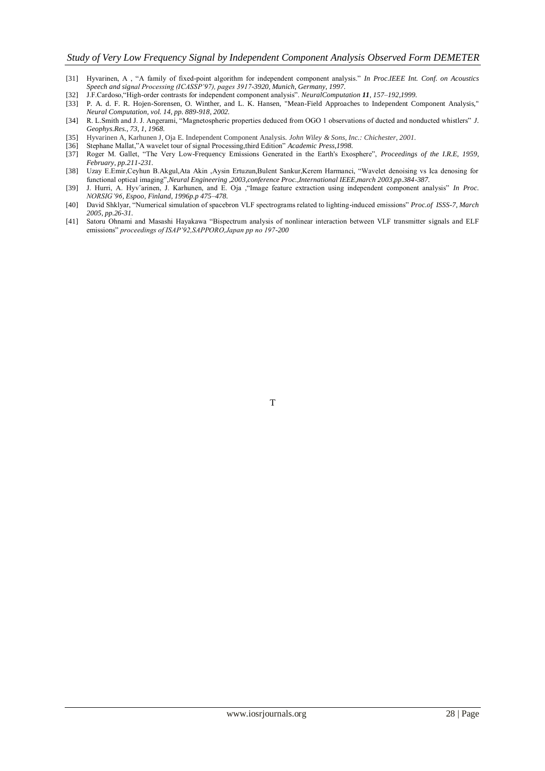[31] Hyvarinen, A , "A family of fixed-point algorithm for independent component analysis." *In Proc.IEEE Int. Conf. on Acoustics Speech and signal Processing (ICASSP'97), pages 3917-3920, Munich, Germany, 1997.*

[32] J.F.Cardoso,"High-order contrasts for independent component analysis". *NeuralComputation **11**, 157–192,1999.*

[33] P. A. d. F. R. Hojen-Sorensen, O. Winther, and L. K. Hansen, "Mean-Field Approaches to Independent Component Analysis," *Neural Computation, vol. 14, pp. 889-918, 2002.*

[34] R. L.Smith and J. J. Angerami, "Magnetospheric properties deduced from OGO 1 observations of ducted and nonducted whistlers" *J. Geophys.Res., 73, 1, 1968.*

[35] Hyvarinen A, Karhunen J, Oja E. Independent Component Analysis. *John Wiley & Sons, Inc.: Chichester, 2001.*

[36] Stephane Mallat,"A wavelet tour of signal Processing,third Edition" *Academic Press,1998.*

[37] Roger M. Gallet, "The Very Low-Frequency Emissions Generated in the Earth's Exosphere", *Proceedings of the I.R.E, 1959, February, pp.211-231.*

[38] Uzay E.Emir,Ceyhun B.Akgul,Ata Akin ,Aysin Ertuzun,Bulent Sankur,Kerem Harmanci, "Wavelet denoising vs Ica denosing for functional optical imaging",*Neural Engineering ,2003,conference Proc.,International IEEE,march 2003,pp.384-387.*

[39] J. Hurri, A. Hyv¨arinen, J. Karhunen, and E. Oja ,"Image feature extraction using independent component analysis" *In Proc. NORSIG'96, Espoo, Finland, 1996p.p 475–478.*

[40] David Shklyar, "Numerical simulation of spacebron VLF spectrograms related to lighting-induced emissions" *Proc.of ISSS-7, March 2005, pp.26-31.*

[41] Satoru Ohnami and Masashi Hayakawa "Bispectrum analysis of nonlinear interaction between VLF transmitter signals and ELF emissions" *proceedings of ISAP'92,SAPPORO,Japan pp no 197-200*

T